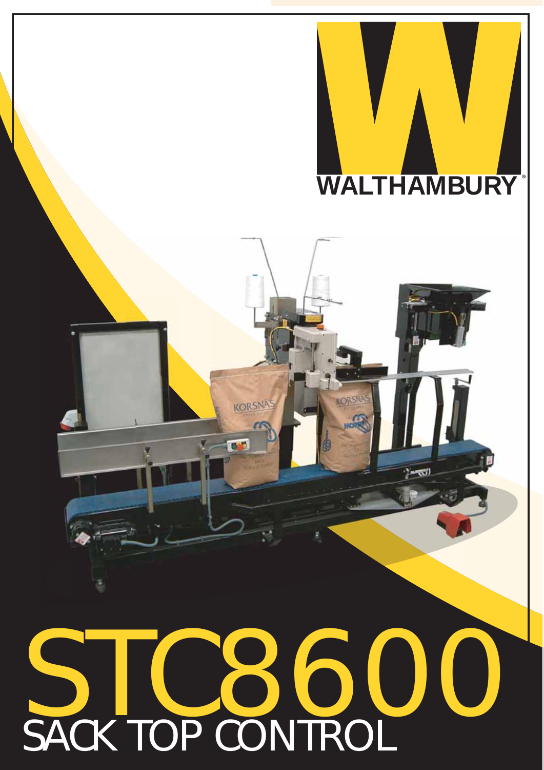WALTHAMBURY®

# STC8600

## SACK TOP CONTROL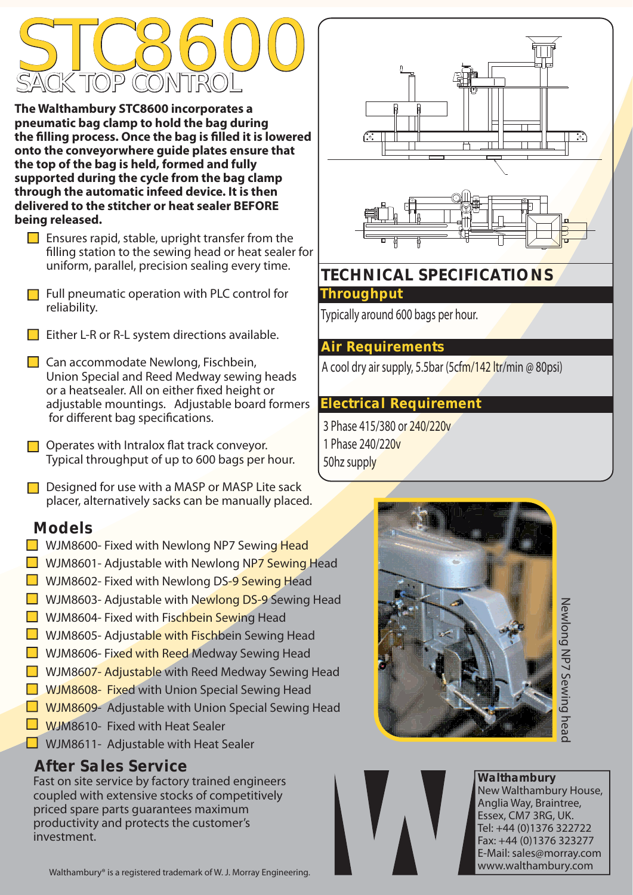# STC8600

## SACK TOP CONTROL

**The Walthambury STC8600 incorporates a pneumatic bag clamp to hold the bag during the filling process. Once the bag is filled it is lowered onto the conveyorwhere guide plates ensure that the top of the bag is held, formed and fully supported during the cycle from the bag clamp through the automatic infeed device. It is then delivered to the stitcher or heat sealer BEFORE being released.**

- Ensures rapid, stable, upright transfer from the filling station to the sewing head or heat sealer for uniform, parallel, precision sealing every time.
- Full pneumatic operation with PLC control for reliability.
- Either L-R or R-L system directions available.
- Can accommodate Newlong, Fischbein, Union Special and Reed Medway sewing heads or a heatsealer. All on either fixed height or adjustable mountings. Adjustable board formers for different bag specifications.
- Operates with Intralox flat track conveyor. Typical throughput of up to 600 bags per hour.
- Designed for use with a MASP or MASP Lite sack placer, alternatively sacks can be manually placed.

## Models

- WJM8600- Fixed with Newlong NP7 Sewing Head
- WJM8601- Adjustable with Newlong NP7 Sewing Head
- WJM8602- Fixed with Newlong DS-9 Sewing Head
- WJM8603- Adjustable with Newlong DS-9 Sewing Head
- WJM8604- Fixed with Fischbein Sewing Head
- WJM8605- Adjustable with Fischbein Sewing Head
- WJM8606- Fixed with Reed Medway Sewing Head
- WJM8607- Adjustable with Reed Medway Sewing Head
- WJM8608- Fixed with Union Special Sewing Head
- WJM8609- Adjustable with Union Special Sewing Head
- WJM8610- Fixed with Heat Sealer
- WJM8611- Adjustable with Heat Sealer

## After Sales Service

Fast on site service by factory trained engineers coupled with extensive stocks of competitively priced spare parts guarantees maximum productivity and protects the customer's investment.

## TECHNICAL SPECIFICATIONS

### Throughput

Typically around 600 bags per hour.

### Air Requirements

A cool dry air supply, 5.5bar (5cfm/142 ltr/min @ 80psi)

### Electrical Requirement

3 Phase 415/380 or 240/220v
1 Phase 240/220v
50hz supply

Newlong NP7 Sewing head

**Walthambury**
New Walthambury House,
Anglia Way, Braintree,
Essex, CM7 3RG, UK.
Tel: +44 (0)1376 322722
Fax: +44 (0)1376 323277
E-Mail: sales@morray.com
www.walthambury.com

Walthambury® is a registered trademark of W. J. Morray Engineering.